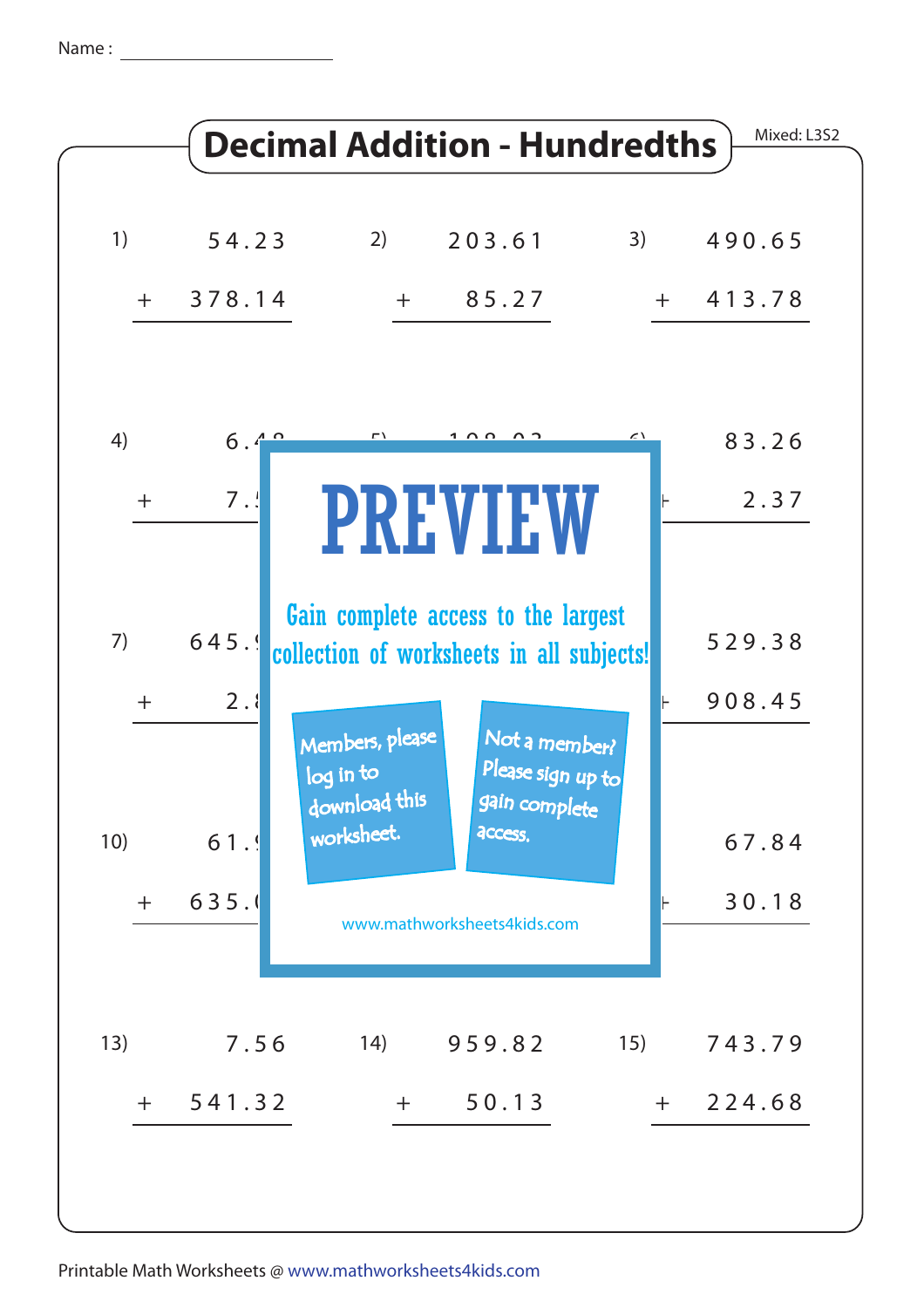Name : ____________________

# Decimal Addition - Hundredths

Mixed: L3S2

1) $54.23 + 378.14$

2) $203.61 + 85.27$

3) $490.65 + 413.78$

4) $6.4\ldots + 7.5\ldots$

5) $\ldots$

6) $83.26 + 2.37$

7) $645.\ldots + 2.\ldots$

8) $\ldots$

9) $529.38 + 908.45$

10) $61.\ldots + 635.\ldots$

11) $\ldots$

12) $67.84 + 30.18$

13) $7.56 + 541.32$

14) $959.82 + 50.13$

15) $743.79 + 224.68$

PREVIEW

Gain complete access to the largest collection of worksheets in all subjects!

Members, please log in to download this worksheet.

Not a member? Please sign up to gain complete access.

www.mathworksheets4kids.com

Printable Math Worksheets @ www.mathworksheets4kids.com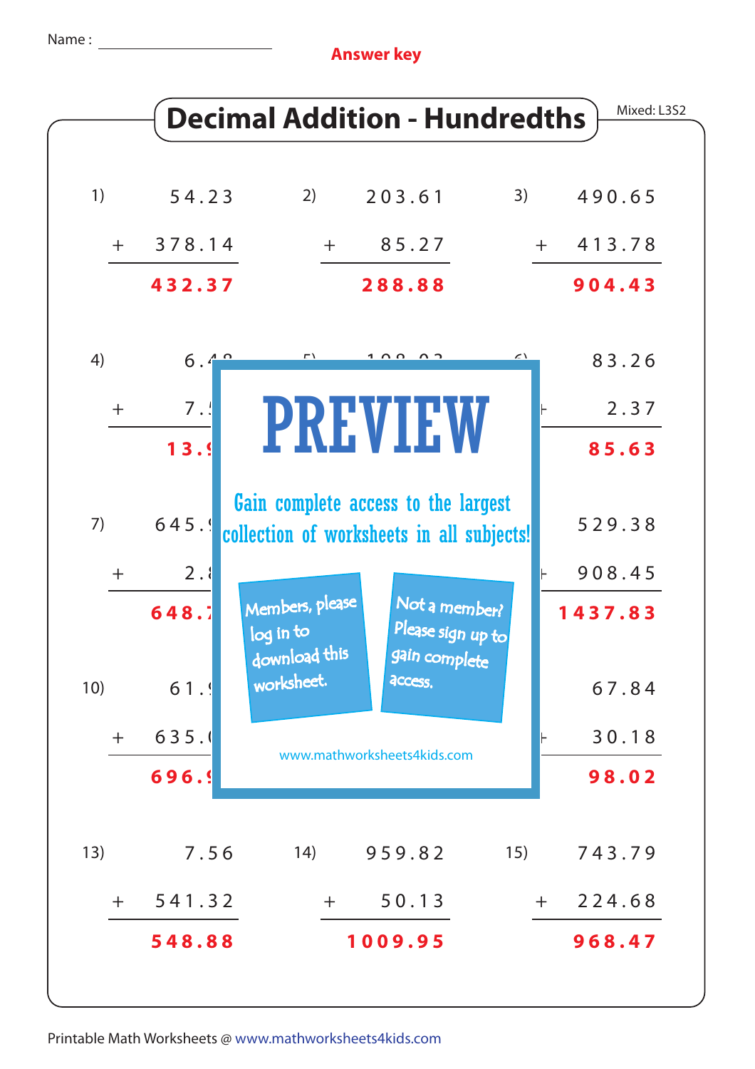Name :

**Answer key**

# Decimal Addition - Hundredths

Mixed: L3S2

1) $54.23 + 378.14 = $ **432.37**

2) $203.61 + 85.27 = $ **288.88**

3) $490.65 + 413.78 = $ **904.43**

4) $6.4\ldots + 7.\ldots = $ **13.…**

5) $198.0\ldots$

6) $83.26 + 2.37 = $ **85.63**

7) $645.\ldots + 2.\ldots = $ **648.…**

9) $529.38 + 908.45 = $ **1437.83**

10) $61.\ldots + 635.\ldots = $ **696.…**

12) $67.84 + 30.18 = $ **98.02**

13) $7.56 + 541.32 = $ **548.88**

14) $959.82 + 50.13 = $ **1009.95**

15) $743.79 + 224.68 = $ **968.47**

PREVIEW

Gain complete access to the largest collection of worksheets in all subjects!

Members, please log in to download this worksheet.

Not a member? Please sign up to gain complete access.

www.mathworksheets4kids.com

Printable Math Worksheets @ www.mathworksheets4kids.com